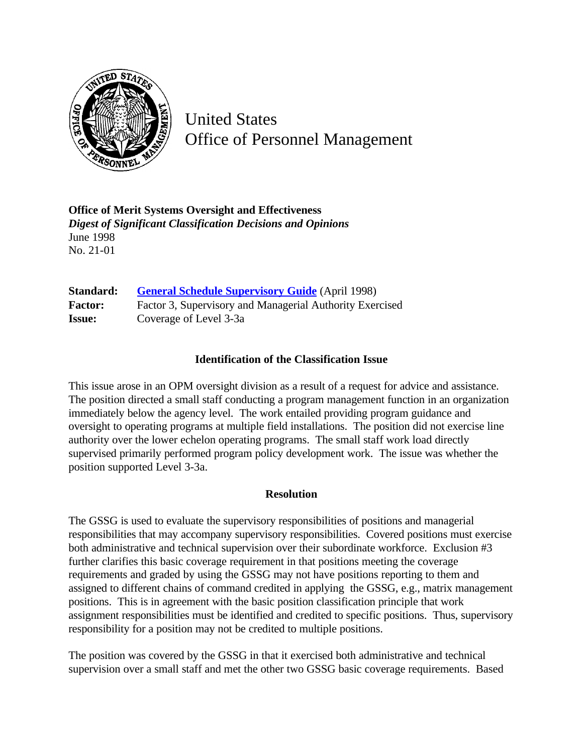# United States Office of Personnel Management

**Office of Merit Systems Oversight and Effectiveness**
***Digest of Significant Classification Decisions and Opinions***
June 1998
No. 21-01

**Standard:** General Schedule Supervisory Guide (April 1998)
**Factor:** Factor 3, Supervisory and Managerial Authority Exercised
**Issue:** Coverage of Level 3-3a

## Identification of the Classification Issue

This issue arose in an OPM oversight division as a result of a request for advice and assistance. The position directed a small staff conducting a program management function in an organization immediately below the agency level. The work entailed providing program guidance and oversight to operating programs at multiple field installations. The position did not exercise line authority over the lower echelon operating programs. The small staff work load directly supervised primarily performed program policy development work. The issue was whether the position supported Level 3-3a.

## Resolution

The GSSG is used to evaluate the supervisory responsibilities of positions and managerial responsibilities that may accompany supervisory responsibilities. Covered positions must exercise both administrative and technical supervision over their subordinate workforce. Exclusion #3 further clarifies this basic coverage requirement in that positions meeting the coverage requirements and graded by using the GSSG may not have positions reporting to them and assigned to different chains of command credited in applying the GSSG, e.g., matrix management positions. This is in agreement with the basic position classification principle that work assignment responsibilities must be identified and credited to specific positions. Thus, supervisory responsibility for a position may not be credited to multiple positions.

The position was covered by the GSSG in that it exercised both administrative and technical supervision over a small staff and met the other two GSSG basic coverage requirements. Based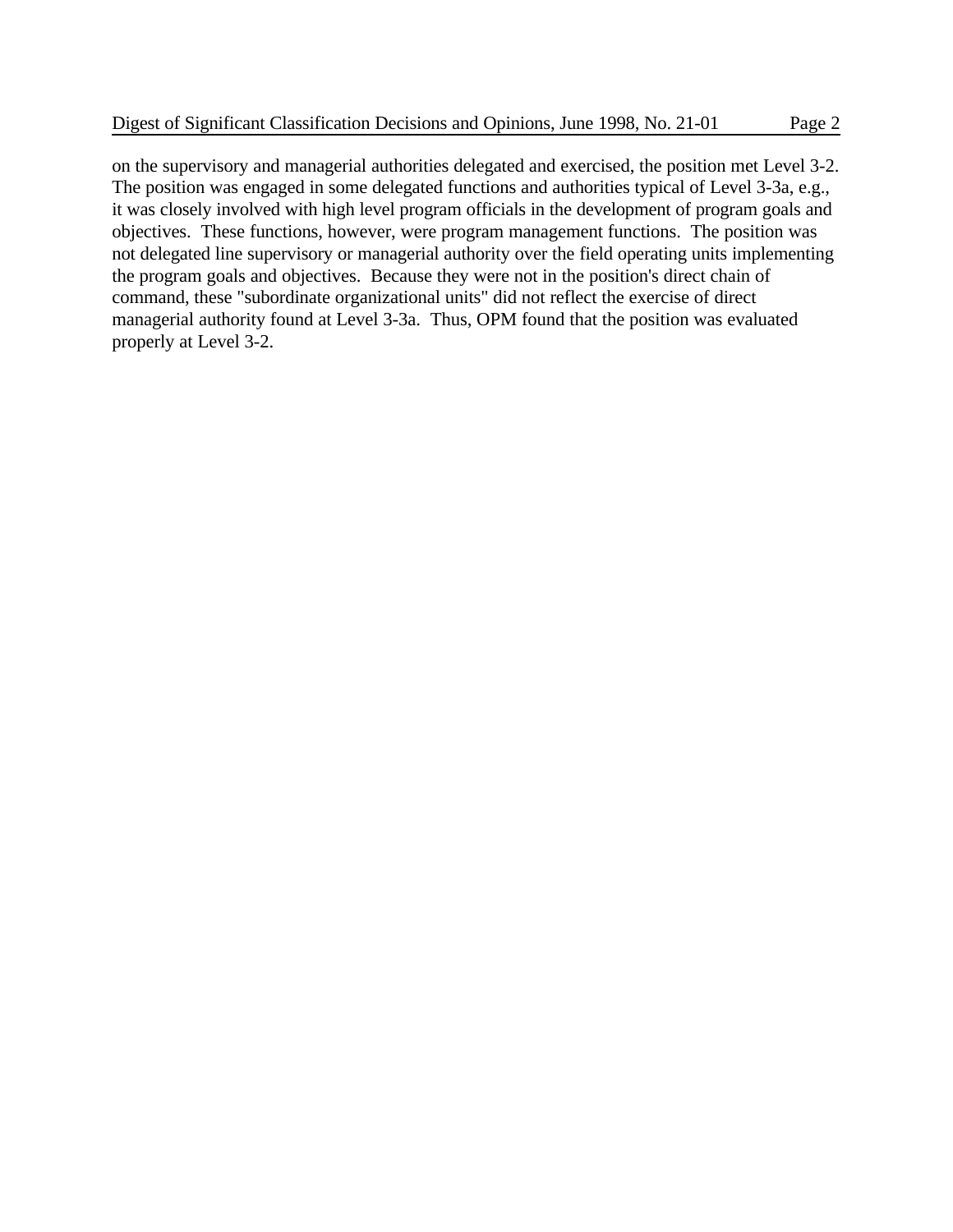on the supervisory and managerial authorities delegated and exercised, the position met Level 3-2. The position was engaged in some delegated functions and authorities typical of Level 3-3a, e.g., it was closely involved with high level program officials in the development of program goals and objectives. These functions, however, were program management functions. The position was not delegated line supervisory or managerial authority over the field operating units implementing the program goals and objectives. Because they were not in the position's direct chain of command, these "subordinate organizational units" did not reflect the exercise of direct managerial authority found at Level 3-3a. Thus, OPM found that the position was evaluated properly at Level 3-2.